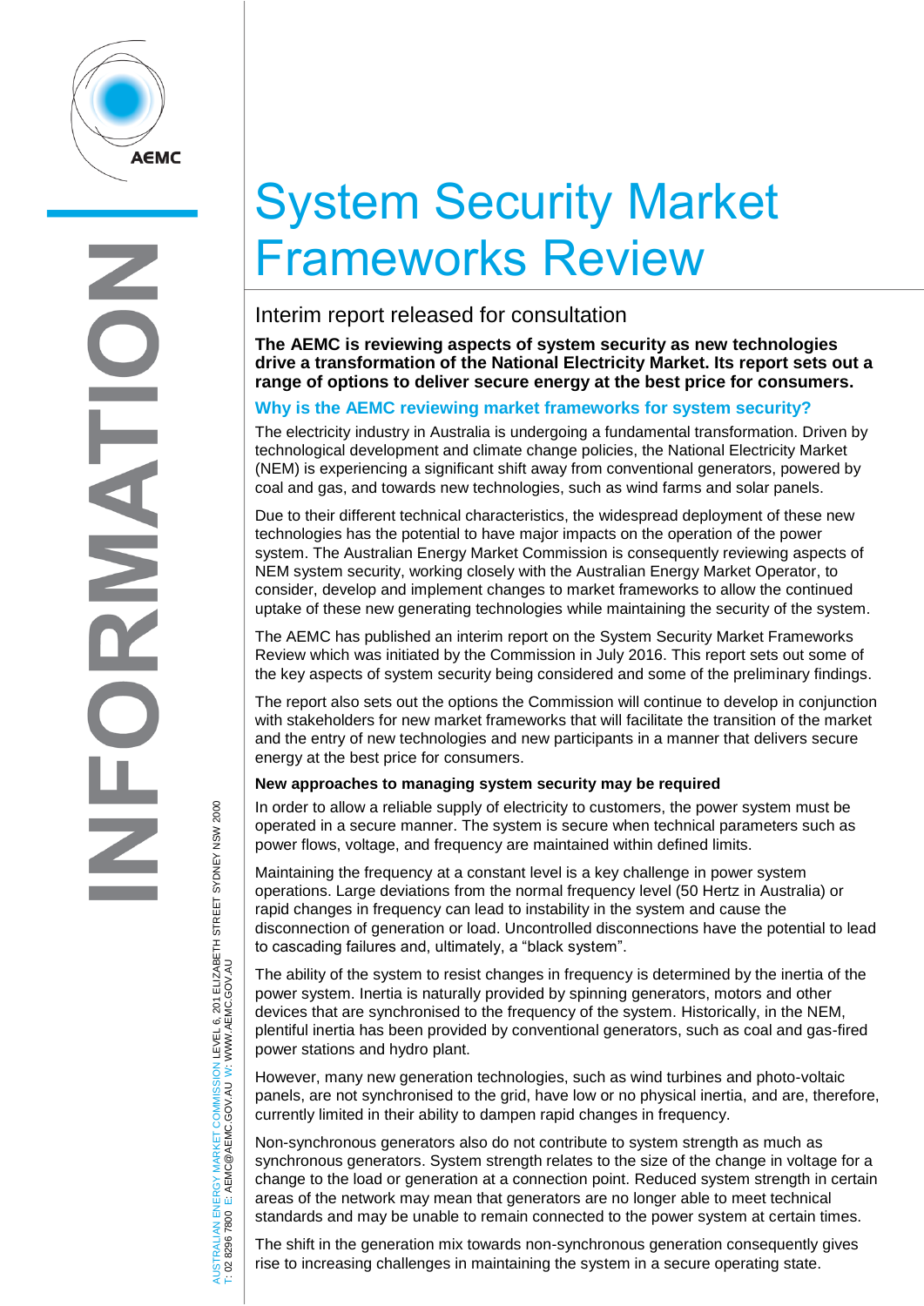# System Security Market Frameworks Review

## Interim report released for consultation

**The AEMC is reviewing aspects of system security as new technologies drive a transformation of the National Electricity Market. Its report sets out a range of options to deliver secure energy at the best price for consumers.**

### Why is the AEMC reviewing market frameworks for system security?

The electricity industry in Australia is undergoing a fundamental transformation. Driven by technological development and climate change policies, the National Electricity Market (NEM) is experiencing a significant shift away from conventional generators, powered by coal and gas, and towards new technologies, such as wind farms and solar panels.

Due to their different technical characteristics, the widespread deployment of these new technologies has the potential to have major impacts on the operation of the power system. The Australian Energy Market Commission is consequently reviewing aspects of NEM system security, working closely with the Australian Energy Market Operator, to consider, develop and implement changes to market frameworks to allow the continued uptake of these new generating technologies while maintaining the security of the system.

The AEMC has published an interim report on the System Security Market Frameworks Review which was initiated by the Commission in July 2016. This report sets out some of the key aspects of system security being considered and some of the preliminary findings.

The report also sets out the options the Commission will continue to develop in conjunction with stakeholders for new market frameworks that will facilitate the transition of the market and the entry of new technologies and new participants in a manner that delivers secure energy at the best price for consumers.

#### New approaches to managing system security may be required

In order to allow a reliable supply of electricity to customers, the power system must be operated in a secure manner. The system is secure when technical parameters such as power flows, voltage, and frequency are maintained within defined limits.

Maintaining the frequency at a constant level is a key challenge in power system operations. Large deviations from the normal frequency level (50 Hertz in Australia) or rapid changes in frequency can lead to instability in the system and cause the disconnection of generation or load. Uncontrolled disconnections have the potential to lead to cascading failures and, ultimately, a "black system".

The ability of the system to resist changes in frequency is determined by the inertia of the power system. Inertia is naturally provided by spinning generators, motors and other devices that are synchronised to the frequency of the system. Historically, in the NEM, plentiful inertia has been provided by conventional generators, such as coal and gas-fired power stations and hydro plant.

However, many new generation technologies, such as wind turbines and photo-voltaic panels, are not synchronised to the grid, have low or no physical inertia, and are, therefore, currently limited in their ability to dampen rapid changes in frequency.

Non-synchronous generators also do not contribute to system strength as much as synchronous generators. System strength relates to the size of the change in voltage for a change to the load or generation at a connection point. Reduced system strength in certain areas of the network may mean that generators are no longer able to meet technical standards and may be unable to remain connected to the power system at certain times.

The shift in the generation mix towards non-synchronous generation consequently gives rise to increasing challenges in maintaining the system in a secure operating state.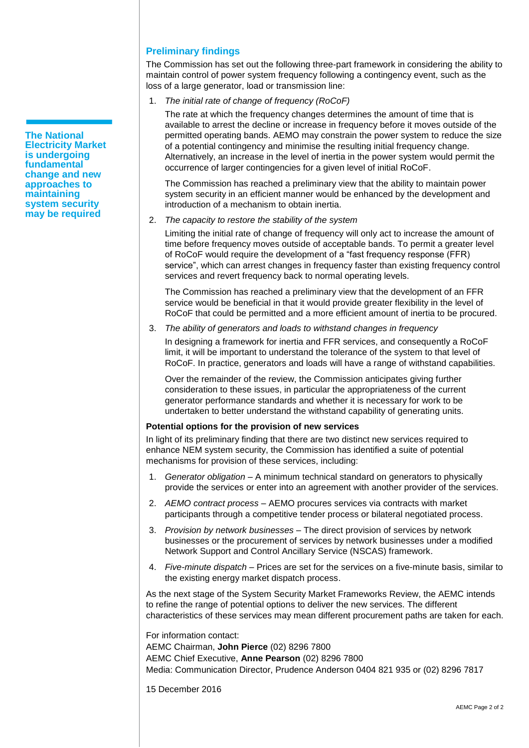**The National Electricity Market is undergoing fundamental change and new approaches to maintaining system security may be required**

## Preliminary findings

The Commission has set out the following three-part framework in considering the ability to maintain control of power system frequency following a contingency event, such as the loss of a large generator, load or transmission line:

1. *The initial rate of change of frequency (RoCoF)*

   The rate at which the frequency changes determines the amount of time that is available to arrest the decline or increase in frequency before it moves outside of the permitted operating bands. AEMO may constrain the power system to reduce the size of a potential contingency and minimise the resulting initial frequency change. Alternatively, an increase in the level of inertia in the power system would permit the occurrence of larger contingencies for a given level of initial RoCoF.

   The Commission has reached a preliminary view that the ability to maintain power system security in an efficient manner would be enhanced by the development and introduction of a mechanism to obtain inertia.

2. *The capacity to restore the stability of the system*

   Limiting the initial rate of change of frequency will only act to increase the amount of time before frequency moves outside of acceptable bands. To permit a greater level of RoCoF would require the development of a "fast frequency response (FFR) service", which can arrest changes in frequency faster than existing frequency control services and revert frequency back to normal operating levels.

   The Commission has reached a preliminary view that the development of an FFR service would be beneficial in that it would provide greater flexibility in the level of RoCoF that could be permitted and a more efficient amount of inertia to be procured.

3. *The ability of generators and loads to withstand changes in frequency*

   In designing a framework for inertia and FFR services, and consequently a RoCoF limit, it will be important to understand the tolerance of the system to that level of RoCoF. In practice, generators and loads will have a range of withstand capabilities.

   Over the remainder of the review, the Commission anticipates giving further consideration to these issues, in particular the appropriateness of the current generator performance standards and whether it is necessary for work to be undertaken to better understand the withstand capability of generating units.

### Potential options for the provision of new services

In light of its preliminary finding that there are two distinct new services required to enhance NEM system security, the Commission has identified a suite of potential mechanisms for provision of these services, including:

1. *Generator obligation* – A minimum technical standard on generators to physically provide the services or enter into an agreement with another provider of the services.
2. *AEMO contract process* – AEMO procures services via contracts with market participants through a competitive tender process or bilateral negotiated process.
3. *Provision by network businesses* – The direct provision of services by network businesses or the procurement of services by network businesses under a modified Network Support and Control Ancillary Service (NSCAS) framework.
4. *Five-minute dispatch* – Prices are set for the services on a five-minute basis, similar to the existing energy market dispatch process.

As the next stage of the System Security Market Frameworks Review, the AEMC intends to refine the range of potential options to deliver the new services. The different characteristics of these services may mean different procurement paths are taken for each.

For information contact:
AEMC Chairman, **John Pierce** (02) 8296 7800
AEMC Chief Executive, **Anne Pearson** (02) 8296 7800
Media: Communication Director, Prudence Anderson 0404 821 935 or (02) 8296 7817

15 December 2016